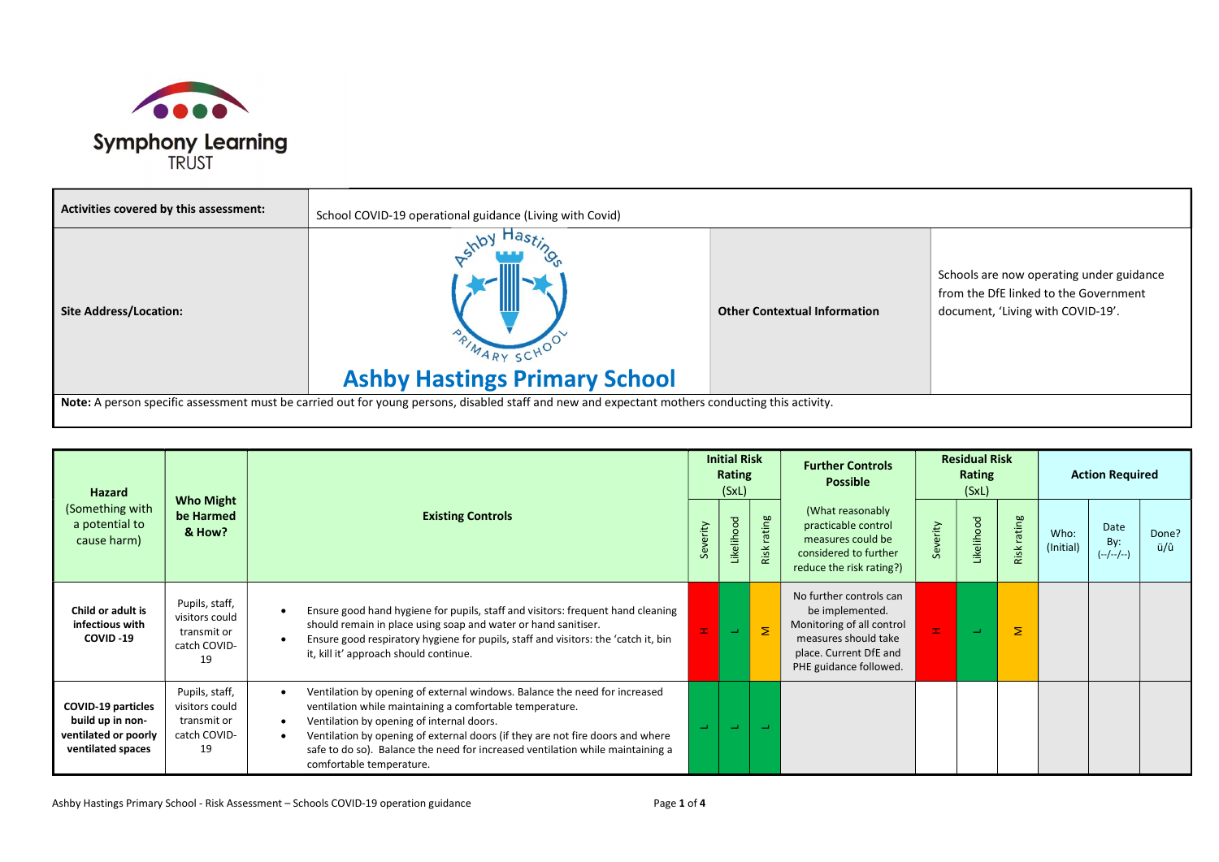Symphony Learning TRUST

| Activities covered by this assessment: | School COVID-19 operational guidance (Living with Covid) | | |
|---|---|---|---|
| Site Address/Location: | Ashby Hastings Primary School | Other Contextual Information | Schools are now operating under guidance from the DfE linked to the Government document, 'Living with COVID-19'. |

**Note:** A person specific assessment must be carried out for young persons, disabled staff and new and expectant mothers conducting this activity.

| Hazard (Something with a potential to cause harm) | Who Might be Harmed & How? | Existing Controls | Initial Risk Rating (SxL) | | | Further Controls Possible (What reasonably practicable control measures could be considered to further reduce the risk rating?) | Residual Risk Rating (SxL) | | | Action Required | | |
|---|---|---|---|---|---|---|---|---|---|---|---|---|
| | | | Severity | Likelihood | Risk rating | | Severity | Likelihood | Risk rating | Who: (Initial) | Date By: (--/--/--) | Done? ü/û |
| **Child or adult is infectious with COVID -19** | Pupils, staff, visitors could transmit or catch COVID-19 | • Ensure good hand hygiene for pupils, staff and visitors: frequent hand cleaning should remain in place using soap and water or hand sanitiser.<br>• Ensure good respiratory hygiene for pupils, staff and visitors: the 'catch it, bin it, kill it' approach should continue. | H | L | M | No further controls can be implemented. Monitoring of all control measures should take place. Current DfE and PHE guidance followed. | H | L | M | | | |
| **COVID-19 particles build up in non-ventilated or poorly ventilated spaces** | Pupils, staff, visitors could transmit or catch COVID-19 | • Ventilation by opening of external windows. Balance the need for increased ventilation while maintaining a comfortable temperature.<br>• Ventilation by opening of internal doors.<br>• Ventilation by opening of external doors (if they are not fire doors and where safe to do so). Balance the need for increased ventilation while maintaining a comfortable temperature. | L | L | L | | | | | | | |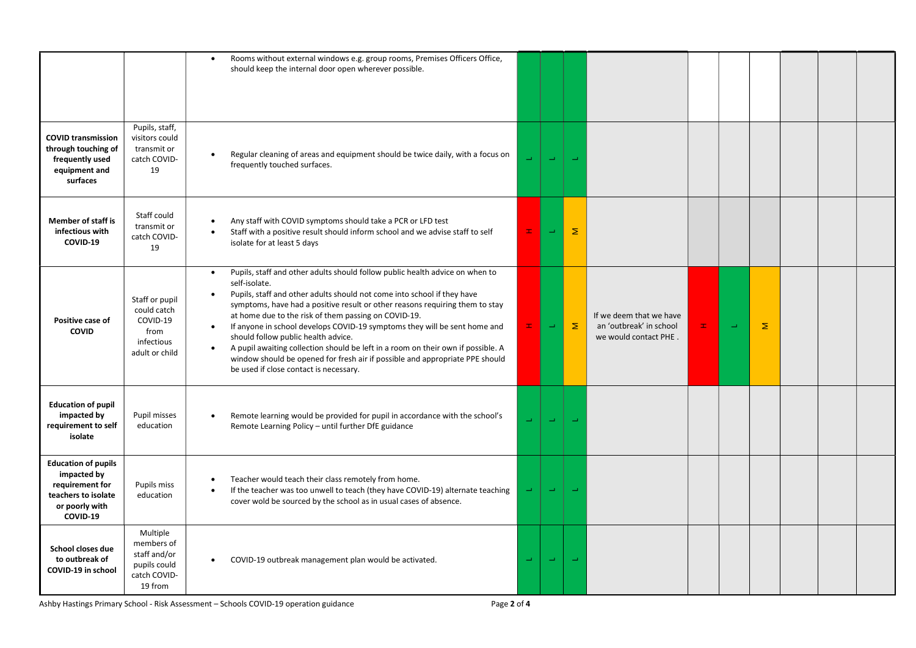| | | | | | | | | | | | | |
|---|---|---|---|---|---|---|---|---|---|---|---|---|
| | | • Rooms without external windows e.g. group rooms, Premises Officers Office, should keep the internal door open wherever possible. | | | | | | | | | | |
| **COVID transmission through touching of frequently used equipment and surfaces** | Pupils, staff, visitors could transmit or catch COVID-19 | • Regular cleaning of areas and equipment should be twice daily, with a focus on frequently touched surfaces. | L | L | L | | | | | | | |
| **Member of staff is infectious with COVID-19** | Staff could transmit or catch COVID-19 | • Any staff with COVID symptoms should take a PCR or LFD test<br>• Staff with a positive result should inform school and we advise staff to self isolate for at least 5 days | H | L | M | | | | | | | |
| **Positive case of COVID** | Staff or pupil could catch COVID-19 from infectious adult or child | • Pupils, staff and other adults should follow public health advice on when to self-isolate.<br>• Pupils, staff and other adults should not come into school if they have symptoms, have had a positive result or other reasons requiring them to stay at home due to the risk of them passing on COVID-19.<br>• If anyone in school develops COVID-19 symptoms they will be sent home and should follow public health advice.<br>• A pupil awaiting collection should be left in a room on their own if possible. A window should be opened for fresh air if possible and appropriate PPE should be used if close contact is necessary. | H | L | M | If we deem that we have an 'outbreak' in school we would contact PHE . | H | L | M | | | |
| **Education of pupil impacted by requirement to self isolate** | Pupil misses education | • Remote learning would be provided for pupil in accordance with the school's Remote Learning Policy – until further DfE guidance | L | L | L | | | | | | | |
| **Education of pupils impacted by requirement for teachers to isolate or poorly with COVID-19** | Pupils miss education | • Teacher would teach their class remotely from home.<br>• If the teacher was too unwell to teach (they have COVID-19) alternate teaching cover wold be sourced by the school as in usual cases of absence. | L | L | L | | | | | | | |
| **School closes due to outbreak of COVID-19 in school** | Multiple members of staff and/or pupils could catch COVID-19 from | • COVID-19 outbreak management plan would be activated. | L | L | L | | | | | | | |

Ashby Hastings Primary School - Risk Assessment – Schools COVID-19 operation guidance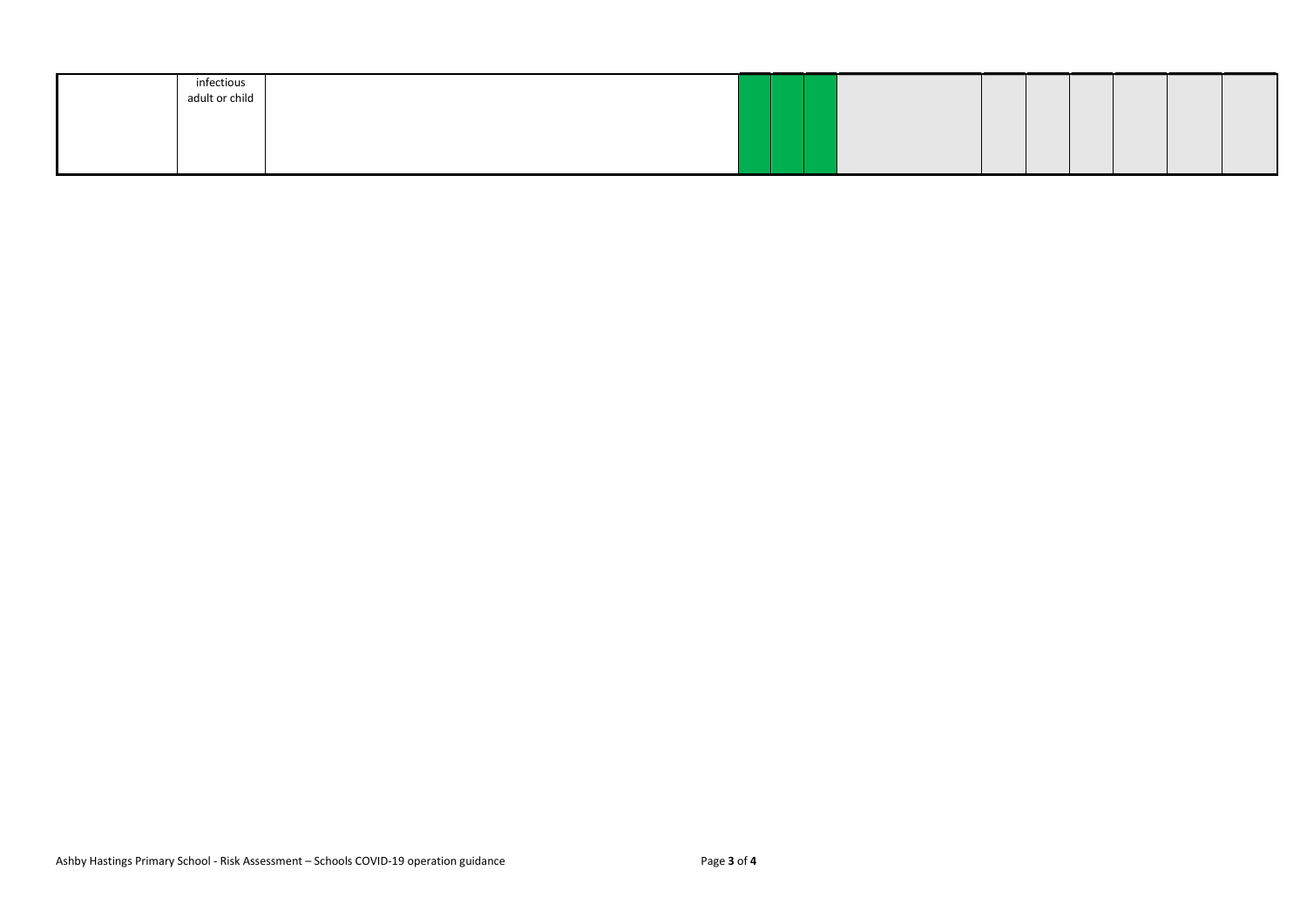|  | infectious adult or child |  |  |  |  |  |  |  |  |  |  |  |
|---|---|---|---|---|---|---|---|---|---|---|---|---|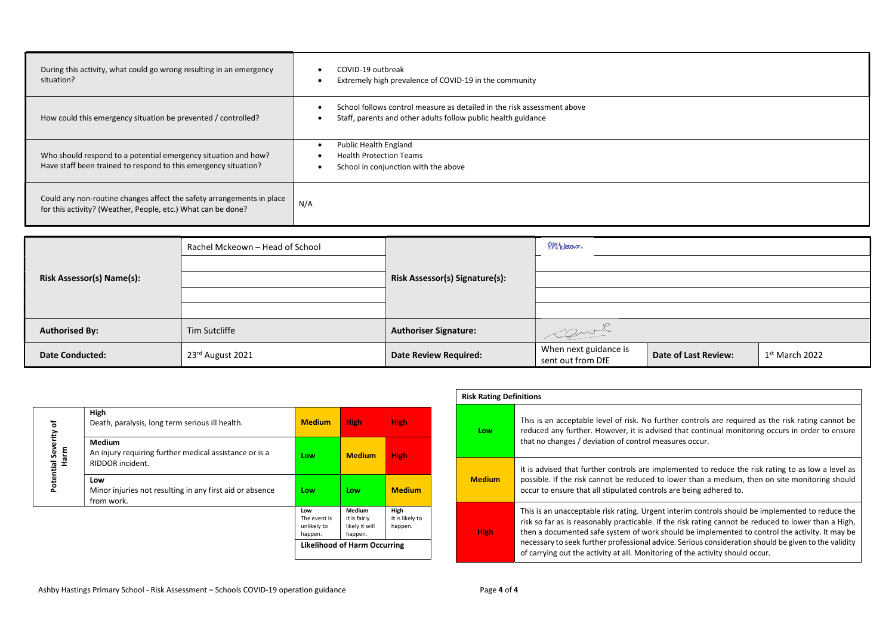| | |
|---|---|
| During this activity, what could go wrong resulting in an emergency situation? | • COVID-19 outbreak<br>• Extremely high prevalence of COVID-19 in the community |
| How could this emergency situation be prevented / controlled? | • School follows control measure as detailed in the risk assessment above<br>• Staff, parents and other adults follow public health guidance |
| Who should respond to a potential emergency situation and how?<br>Have staff been trained to respond to this emergency situation? | • Public Health England<br>• Health Protection Teams<br>• School in conjunction with the above |
| Could any non-routine changes affect the safety arrangements in place for this activity? (Weather, People, etc.) What can be done? | N/A |

| | | | | | |
|---|---|---|---|---|---|
| **Risk Assessor(s) Name(s):** | Rachel Mckeown – Head of School | **Risk Assessor(s) Signature(s):** | RMckeown | | |
| | | | | | |
| | | | | | |
| | | | | | |
| | | | | | |
| **Authorised By:** | Tim Sutcliffe | **Authoriser Signature:** | [signature] | | |
| **Date Conducted:** | 23rd August 2021 | **Date Review Required:** | When next guidance is sent out from DfE | **Date of Last Review:** | 1st March 2022 |

| Potential Severity of Harm | | | | |
|---|---|---|---|---|
| | **High**<br>Death, paralysis, long term serious ill health. | **Medium** | **High** | **High** |
| | **Medium**<br>An injury requiring further medical assistance or is a RIDDOR incident. | **Low** | **Medium** | **High** |
| | **Low**<br>Minor injuries not resulting in any first aid or absence from work. | **Low** | **Low** | **Medium** |
| | | **Low**<br>The event is unlikely to happen. | **Medium**<br>It is fairly likely it will happen. | **High**<br>It is likely to happen. |
| | | **Likelihood of Harm Occurring** | | |

| **Risk Rating Definitions** | |
|---|---|
| **Low** | This is an acceptable level of risk. No further controls are required as the risk rating cannot be reduced any further. However, it is advised that continual monitoring occurs in order to ensure that no changes / deviation of control measures occur. |
| **Medium** | It is advised that further controls are implemented to reduce the risk rating to as low a level as possible. If the risk cannot be reduced to lower than a medium, then on site monitoring should occur to ensure that all stipulated controls are being adhered to. |
| **High** | This is an unacceptable risk rating. Urgent interim controls should be implemented to reduce the risk so far as is reasonably practicable. If the risk rating cannot be reduced to lower than a High, then a documented safe system of work should be implemented to control the activity. It may be necessary to seek further professional advice. Serious consideration should be given to the validity of carrying out the activity at all. Monitoring of the activity should occur. |

Ashby Hastings Primary School - Risk Assessment – Schools COVID-19 operation guidance